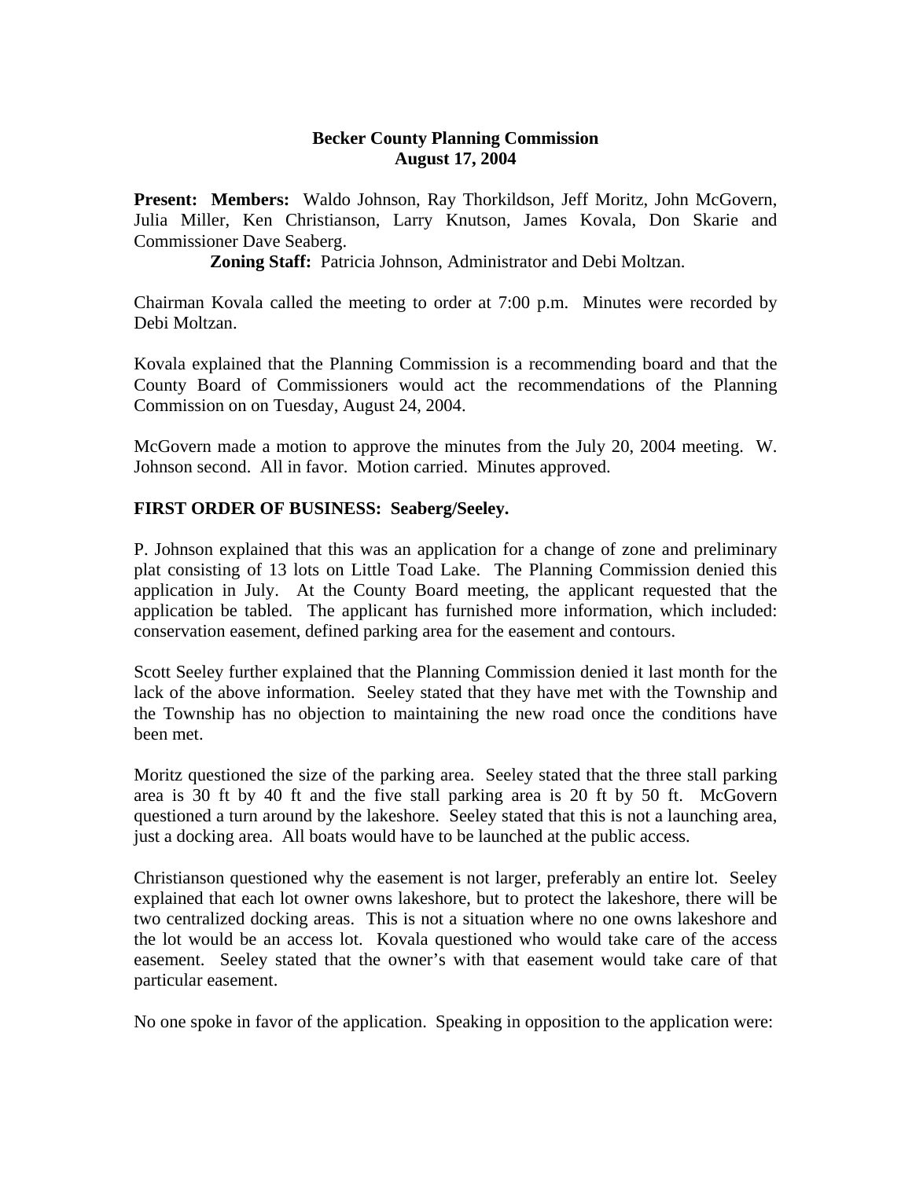# Becker County Planning Commission
## August 17, 2004

**Present: Members:** Waldo Johnson, Ray Thorkildson, Jeff Moritz, John McGovern, Julia Miller, Ken Christianson, Larry Knutson, James Kovala, Don Skarie and Commissioner Dave Seaberg.

**Zoning Staff:** Patricia Johnson, Administrator and Debi Moltzan.

Chairman Kovala called the meeting to order at 7:00 p.m. Minutes were recorded by Debi Moltzan.

Kovala explained that the Planning Commission is a recommending board and that the County Board of Commissioners would act the recommendations of the Planning Commission on on Tuesday, August 24, 2004.

McGovern made a motion to approve the minutes from the July 20, 2004 meeting. W. Johnson second. All in favor. Motion carried. Minutes approved.

**FIRST ORDER OF BUSINESS: Seaberg/Seeley.**

P. Johnson explained that this was an application for a change of zone and preliminary plat consisting of 13 lots on Little Toad Lake. The Planning Commission denied this application in July. At the County Board meeting, the applicant requested that the application be tabled. The applicant has furnished more information, which included: conservation easement, defined parking area for the easement and contours.

Scott Seeley further explained that the Planning Commission denied it last month for the lack of the above information. Seeley stated that they have met with the Township and the Township has no objection to maintaining the new road once the conditions have been met.

Moritz questioned the size of the parking area. Seeley stated that the three stall parking area is 30 ft by 40 ft and the five stall parking area is 20 ft by 50 ft. McGovern questioned a turn around by the lakeshore. Seeley stated that this is not a launching area, just a docking area. All boats would have to be launched at the public access.

Christianson questioned why the easement is not larger, preferably an entire lot. Seeley explained that each lot owner owns lakeshore, but to protect the lakeshore, there will be two centralized docking areas. This is not a situation where no one owns lakeshore and the lot would be an access lot. Kovala questioned who would take care of the access easement. Seeley stated that the owner's with that easement would take care of that particular easement.

No one spoke in favor of the application. Speaking in opposition to the application were: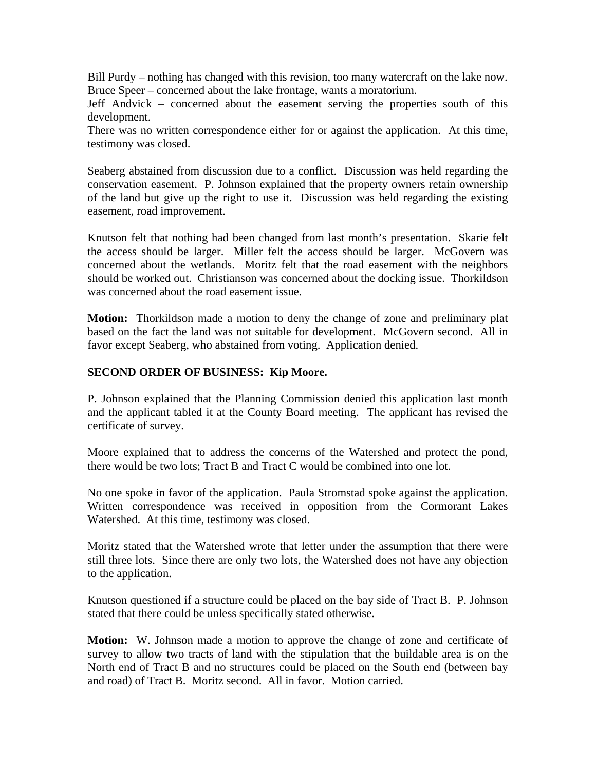Bill Purdy – nothing has changed with this revision, too many watercraft on the lake now.
Bruce Speer – concerned about the lake frontage, wants a moratorium.
Jeff Andvick – concerned about the easement serving the properties south of this development.
There was no written correspondence either for or against the application. At this time, testimony was closed.

Seaberg abstained from discussion due to a conflict. Discussion was held regarding the conservation easement. P. Johnson explained that the property owners retain ownership of the land but give up the right to use it. Discussion was held regarding the existing easement, road improvement.

Knutson felt that nothing had been changed from last month's presentation. Skarie felt the access should be larger. Miller felt the access should be larger. McGovern was concerned about the wetlands. Moritz felt that the road easement with the neighbors should be worked out. Christianson was concerned about the docking issue. Thorkildson was concerned about the road easement issue.

**Motion:** Thorkildson made a motion to deny the change of zone and preliminary plat based on the fact the land was not suitable for development. McGovern second. All in favor except Seaberg, who abstained from voting. Application denied.

**SECOND ORDER OF BUSINESS: Kip Moore.**

P. Johnson explained that the Planning Commission denied this application last month and the applicant tabled it at the County Board meeting. The applicant has revised the certificate of survey.

Moore explained that to address the concerns of the Watershed and protect the pond, there would be two lots; Tract B and Tract C would be combined into one lot.

No one spoke in favor of the application. Paula Stromstad spoke against the application. Written correspondence was received in opposition from the Cormorant Lakes Watershed. At this time, testimony was closed.

Moritz stated that the Watershed wrote that letter under the assumption that there were still three lots. Since there are only two lots, the Watershed does not have any objection to the application.

Knutson questioned if a structure could be placed on the bay side of Tract B. P. Johnson stated that there could be unless specifically stated otherwise.

**Motion:** W. Johnson made a motion to approve the change of zone and certificate of survey to allow two tracts of land with the stipulation that the buildable area is on the North end of Tract B and no structures could be placed on the South end (between bay and road) of Tract B. Moritz second. All in favor. Motion carried.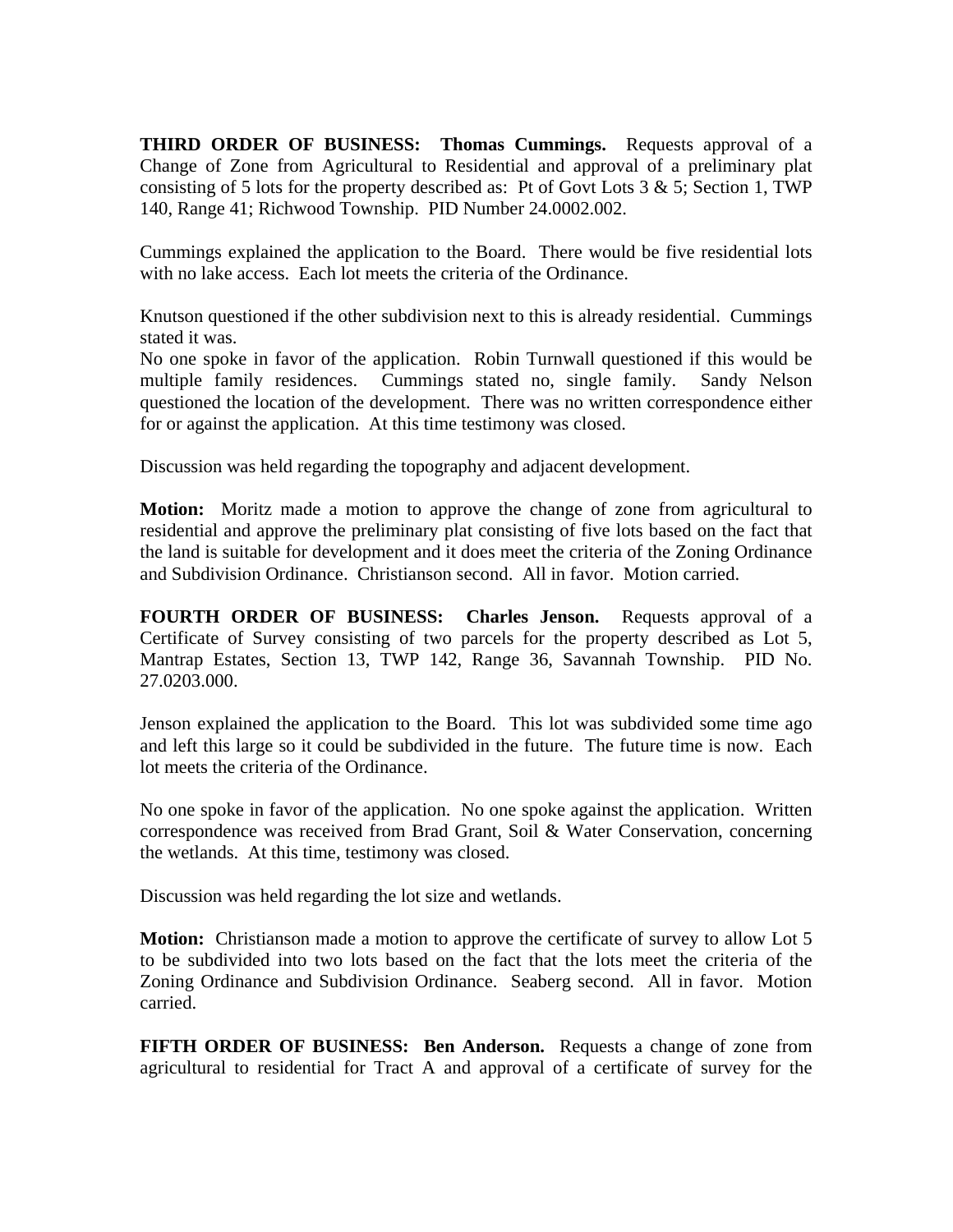**THIRD ORDER OF BUSINESS: Thomas Cummings.** Requests approval of a Change of Zone from Agricultural to Residential and approval of a preliminary plat consisting of 5 lots for the property described as: Pt of Govt Lots 3 & 5; Section 1, TWP 140, Range 41; Richwood Township. PID Number 24.0002.002.

Cummings explained the application to the Board. There would be five residential lots with no lake access. Each lot meets the criteria of the Ordinance.

Knutson questioned if the other subdivision next to this is already residential. Cummings stated it was.
No one spoke in favor of the application. Robin Turnwall questioned if this would be multiple family residences. Cummings stated no, single family. Sandy Nelson questioned the location of the development. There was no written correspondence either for or against the application. At this time testimony was closed.

Discussion was held regarding the topography and adjacent development.

**Motion:** Moritz made a motion to approve the change of zone from agricultural to residential and approve the preliminary plat consisting of five lots based on the fact that the land is suitable for development and it does meet the criteria of the Zoning Ordinance and Subdivision Ordinance. Christianson second. All in favor. Motion carried.

**FOURTH ORDER OF BUSINESS: Charles Jenson.** Requests approval of a Certificate of Survey consisting of two parcels for the property described as Lot 5, Mantrap Estates, Section 13, TWP 142, Range 36, Savannah Township. PID No. 27.0203.000.

Jenson explained the application to the Board. This lot was subdivided some time ago and left this large so it could be subdivided in the future. The future time is now. Each lot meets the criteria of the Ordinance.

No one spoke in favor of the application. No one spoke against the application. Written correspondence was received from Brad Grant, Soil & Water Conservation, concerning the wetlands. At this time, testimony was closed.

Discussion was held regarding the lot size and wetlands.

**Motion:** Christianson made a motion to approve the certificate of survey to allow Lot 5 to be subdivided into two lots based on the fact that the lots meet the criteria of the Zoning Ordinance and Subdivision Ordinance. Seaberg second. All in favor. Motion carried.

**FIFTH ORDER OF BUSINESS: Ben Anderson.** Requests a change of zone from agricultural to residential for Tract A and approval of a certificate of survey for the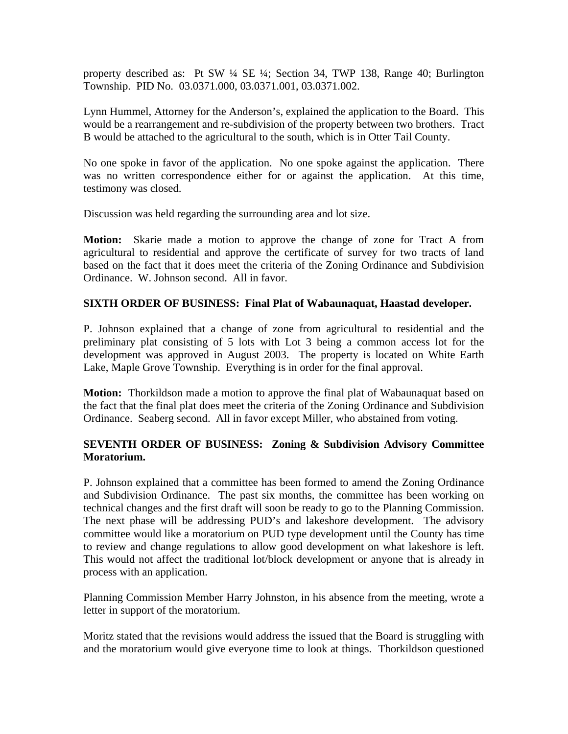property described as: Pt SW ¼ SE ¼; Section 34, TWP 138, Range 40; Burlington Township. PID No. 03.0371.000, 03.0371.001, 03.0371.002.

Lynn Hummel, Attorney for the Anderson's, explained the application to the Board. This would be a rearrangement and re-subdivision of the property between two brothers. Tract B would be attached to the agricultural to the south, which is in Otter Tail County.

No one spoke in favor of the application. No one spoke against the application. There was no written correspondence either for or against the application. At this time, testimony was closed.

Discussion was held regarding the surrounding area and lot size.

**Motion:** Skarie made a motion to approve the change of zone for Tract A from agricultural to residential and approve the certificate of survey for two tracts of land based on the fact that it does meet the criteria of the Zoning Ordinance and Subdivision Ordinance. W. Johnson second. All in favor.

**SIXTH ORDER OF BUSINESS: Final Plat of Wabaunaquat, Haastad developer.**

P. Johnson explained that a change of zone from agricultural to residential and the preliminary plat consisting of 5 lots with Lot 3 being a common access lot for the development was approved in August 2003. The property is located on White Earth Lake, Maple Grove Township. Everything is in order for the final approval.

**Motion:** Thorkildson made a motion to approve the final plat of Wabaunaquat based on the fact that the final plat does meet the criteria of the Zoning Ordinance and Subdivision Ordinance. Seaberg second. All in favor except Miller, who abstained from voting.

**SEVENTH ORDER OF BUSINESS: Zoning & Subdivision Advisory Committee Moratorium.**

P. Johnson explained that a committee has been formed to amend the Zoning Ordinance and Subdivision Ordinance. The past six months, the committee has been working on technical changes and the first draft will soon be ready to go to the Planning Commission. The next phase will be addressing PUD's and lakeshore development. The advisory committee would like a moratorium on PUD type development until the County has time to review and change regulations to allow good development on what lakeshore is left. This would not affect the traditional lot/block development or anyone that is already in process with an application.

Planning Commission Member Harry Johnston, in his absence from the meeting, wrote a letter in support of the moratorium.

Moritz stated that the revisions would address the issued that the Board is struggling with and the moratorium would give everyone time to look at things. Thorkildson questioned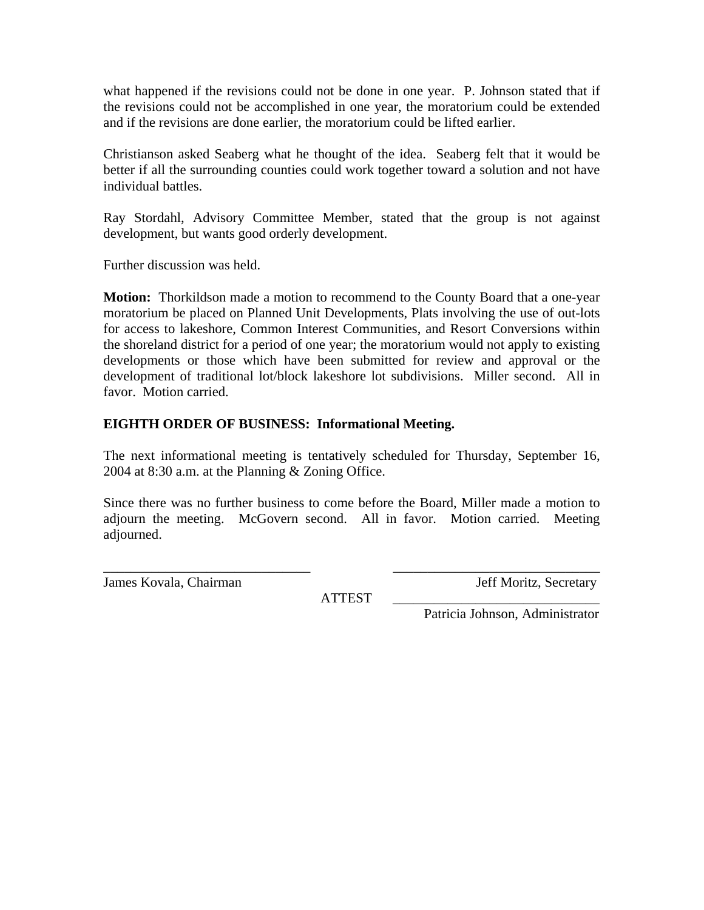what happened if the revisions could not be done in one year. P. Johnson stated that if the revisions could not be accomplished in one year, the moratorium could be extended and if the revisions are done earlier, the moratorium could be lifted earlier.

Christianson asked Seaberg what he thought of the idea. Seaberg felt that it would be better if all the surrounding counties could work together toward a solution and not have individual battles.

Ray Stordahl, Advisory Committee Member, stated that the group is not against development, but wants good orderly development.

Further discussion was held.

**Motion:** Thorkildson made a motion to recommend to the County Board that a one-year moratorium be placed on Planned Unit Developments, Plats involving the use of out-lots for access to lakeshore, Common Interest Communities, and Resort Conversions within the shoreland district for a period of one year; the moratorium would not apply to existing developments or those which have been submitted for review and approval or the development of traditional lot/block lakeshore lot subdivisions. Miller second. All in favor. Motion carried.

**EIGHTH ORDER OF BUSINESS: Informational Meeting.**

The next informational meeting is tentatively scheduled for Thursday, September 16, 2004 at 8:30 a.m. at the Planning & Zoning Office.

Since there was no further business to come before the Board, Miller made a motion to adjourn the meeting. McGovern second. All in favor. Motion carried. Meeting adjourned.

_______________________________ _______________________________
James Kovala, Chairman Jeff Moritz, Secretary

ATTEST _______________________________
Patricia Johnson, Administrator